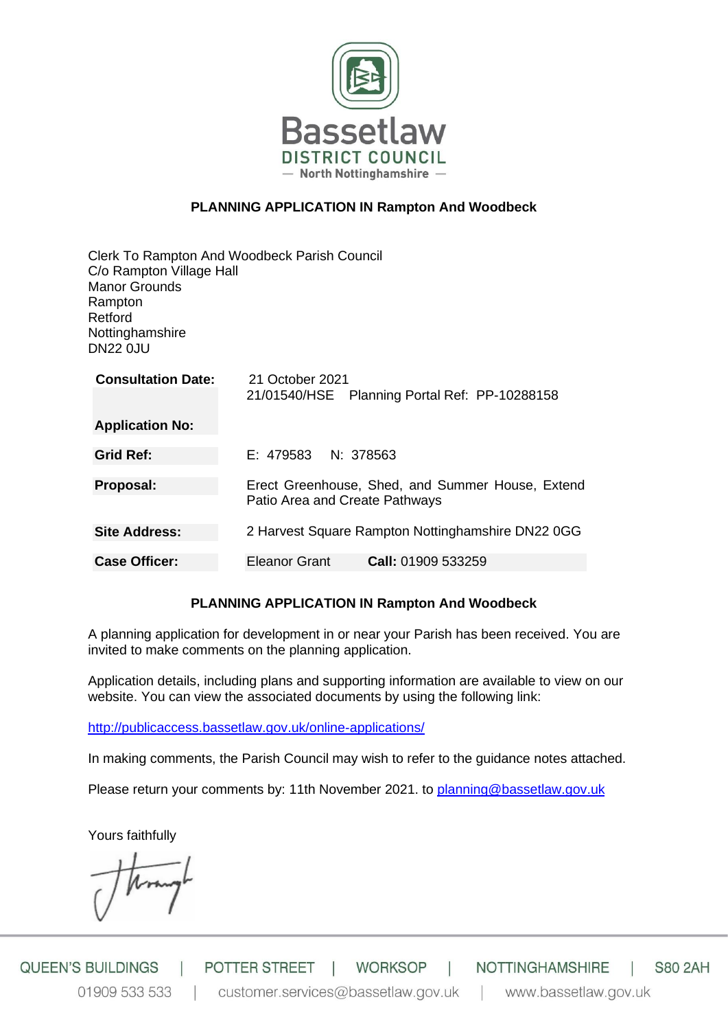Bassetlaw
DISTRICT COUNCIL
— North Nottinghamshire —

**PLANNING APPLICATION IN Rampton And Woodbeck**

Clerk To Rampton And Woodbeck Parish Council
C/o Rampton Village Hall
Manor Grounds
Rampton
Retford
Nottinghamshire
DN22 0JU

| | |
|---|---|
| **Consultation Date:** | 21 October 2021 |
| **Application No:** | 21/01540/HSE Planning Portal Ref: PP-10288158 |
| **Grid Ref:** | E: 479583 N: 378563 |
| **Proposal:** | Erect Greenhouse, Shed, and Summer House, Extend Patio Area and Create Pathways |
| **Site Address:** | 2 Harvest Square Rampton Nottinghamshire DN22 0GG |
| **Case Officer:** | Eleanor Grant **Call:** 01909 533259 |

**PLANNING APPLICATION IN Rampton And Woodbeck**

A planning application for development in or near your Parish has been received. You are invited to make comments on the planning application.

Application details, including plans and supporting information are available to view on our website. You can view the associated documents by using the following link:

http://publicaccess.bassetlaw.gov.uk/online-applications/

In making comments, the Parish Council may wish to refer to the guidance notes attached.

Please return your comments by: 11th November 2021. to planning@bassetlaw.gov.uk

Yours faithfully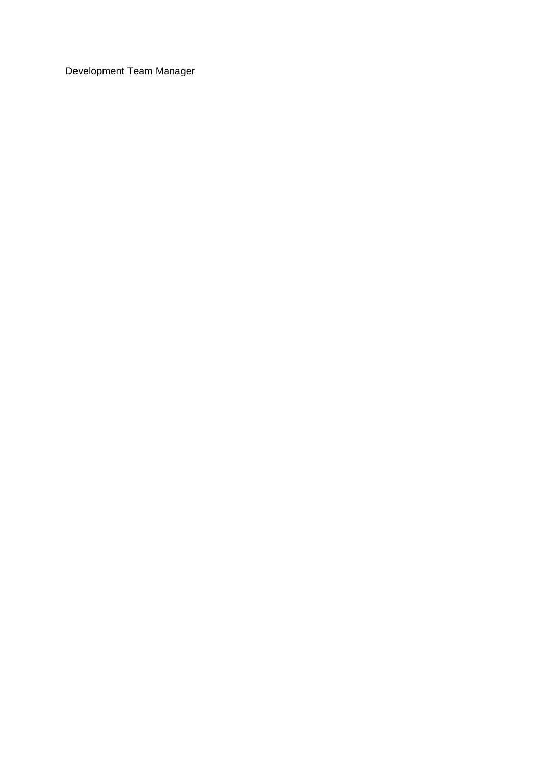Development Team Manager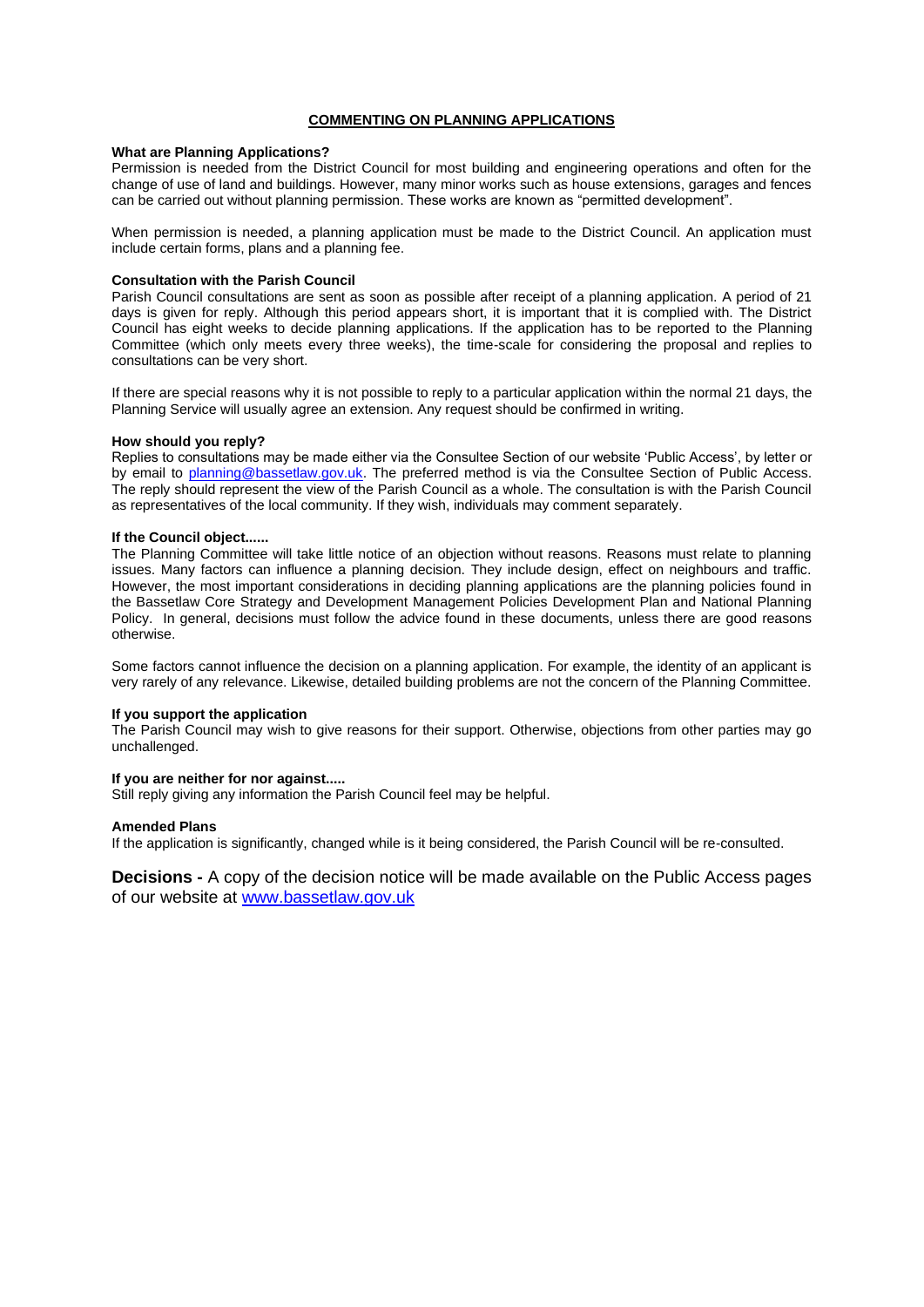# COMMENTING ON PLANNING APPLICATIONS

**What are Planning Applications?**

Permission is needed from the District Council for most building and engineering operations and often for the change of use of land and buildings. However, many minor works such as house extensions, garages and fences can be carried out without planning permission. These works are known as "permitted development".

When permission is needed, a planning application must be made to the District Council. An application must include certain forms, plans and a planning fee.

**Consultation with the Parish Council**

Parish Council consultations are sent as soon as possible after receipt of a planning application. A period of 21 days is given for reply. Although this period appears short, it is important that it is complied with. The District Council has eight weeks to decide planning applications. If the application has to be reported to the Planning Committee (which only meets every three weeks), the time-scale for considering the proposal and replies to consultations can be very short.

If there are special reasons why it is not possible to reply to a particular application within the normal 21 days, the Planning Service will usually agree an extension. Any request should be confirmed in writing.

**How should you reply?**

Replies to consultations may be made either via the Consultee Section of our website 'Public Access', by letter or by email to planning@bassetlaw.gov.uk. The preferred method is via the Consultee Section of Public Access. The reply should represent the view of the Parish Council as a whole. The consultation is with the Parish Council as representatives of the local community. If they wish, individuals may comment separately.

**If the Council object......**

The Planning Committee will take little notice of an objection without reasons. Reasons must relate to planning issues. Many factors can influence a planning decision. They include design, effect on neighbours and traffic. However, the most important considerations in deciding planning applications are the planning policies found in the Bassetlaw Core Strategy and Development Management Policies Development Plan and National Planning Policy. In general, decisions must follow the advice found in these documents, unless there are good reasons otherwise.

Some factors cannot influence the decision on a planning application. For example, the identity of an applicant is very rarely of any relevance. Likewise, detailed building problems are not the concern of the Planning Committee.

**If you support the application**

The Parish Council may wish to give reasons for their support. Otherwise, objections from other parties may go unchallenged.

**If you are neither for nor against.....**

Still reply giving any information the Parish Council feel may be helpful.

**Amended Plans**

If the application is significantly, changed while is it being considered, the Parish Council will be re-consulted.

**Decisions -** A copy of the decision notice will be made available on the Public Access pages of our website at www.bassetlaw.gov.uk